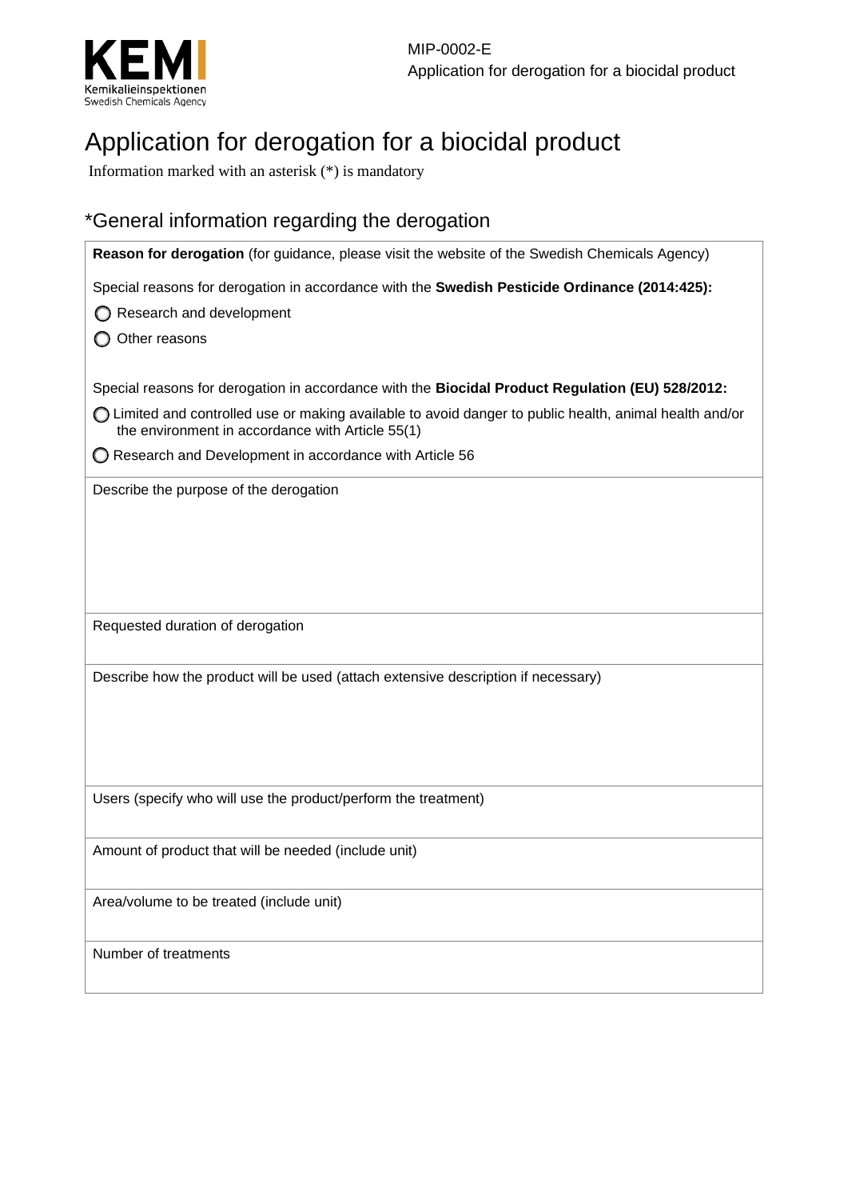# Application for derogation for a biocidal product

Information marked with an asterisk (*) is mandatory

## *General information regarding the derogation

**Reason for derogation** (for guidance, please visit the website of the Swedish Chemicals Agency)

Special reasons for derogation in accordance with the **Swedish Pesticide Ordinance (2014:425):**

- ○ Research and development
- ○ Other reasons

Special reasons for derogation in accordance with the **Biocidal Product Regulation (EU) 528/2012:**

- ○ Limited and controlled use or making available to avoid danger to public health, animal health and/or the environment in accordance with Article 55(1)
- ○ Research and Development in accordance with Article 56

Describe the purpose of the derogation

Requested duration of derogation

Describe how the product will be used (attach extensive description if necessary)

Users (specify who will use the product/perform the treatment)

Amount of product that will be needed (include unit)

Area/volume to be treated (include unit)

Number of treatments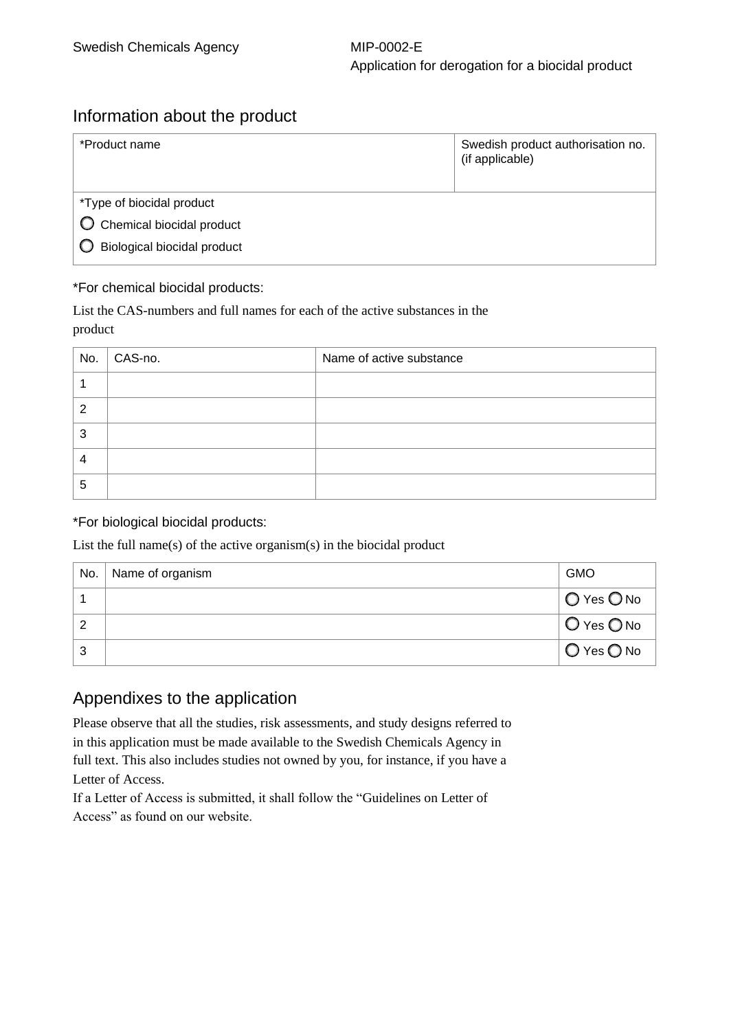## Information about the product

| *Product name | Swedish product authorisation no. (if applicable) |
| --- | --- |
| *Type of biocidal product<br>○ Chemical biocidal product<br>○ Biological biocidal product | |

*For chemical biocidal products:

List the CAS-numbers and full names for each of the active substances in the product

| No. | CAS-no. | Name of active substance |
| --- | --- | --- |
| 1 | | |
| 2 | | |
| 3 | | |
| 4 | | |
| 5 | | |

*For biological biocidal products:

List the full name(s) of the active organism(s) in the biocidal product

| No. | Name of organism | GMO |
| --- | --- | --- |
| 1 | | ○ Yes ○ No |
| 2 | | ○ Yes ○ No |
| 3 | | ○ Yes ○ No |

## Appendixes to the application

Please observe that all the studies, risk assessments, and study designs referred to in this application must be made available to the Swedish Chemicals Agency in full text. This also includes studies not owned by you, for instance, if you have a Letter of Access.

If a Letter of Access is submitted, it shall follow the "Guidelines on Letter of Access" as found on our website.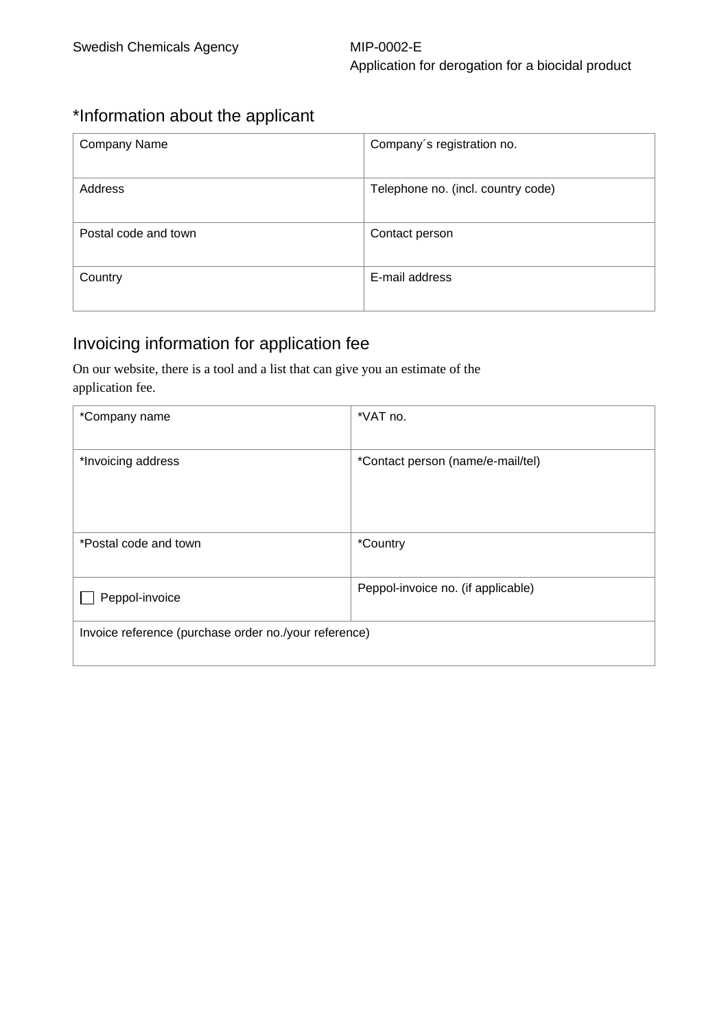## *Information about the applicant

| Company Name | Company´s registration no. |
| --- | --- |
| Address | Telephone no. (incl. country code) |
| Postal code and town | Contact person |
| Country | E-mail address |

## Invoicing information for application fee

On our website, there is a tool and a list that can give you an estimate of the application fee.

| *Company name | *VAT no. |
| --- | --- |
| *Invoicing address | *Contact person (name/e-mail/tel) |
| *Postal code and town | *Country |
| ☐ Peppol-invoice | Peppol-invoice no. (if applicable) |
| Invoice reference (purchase order no./your reference) | |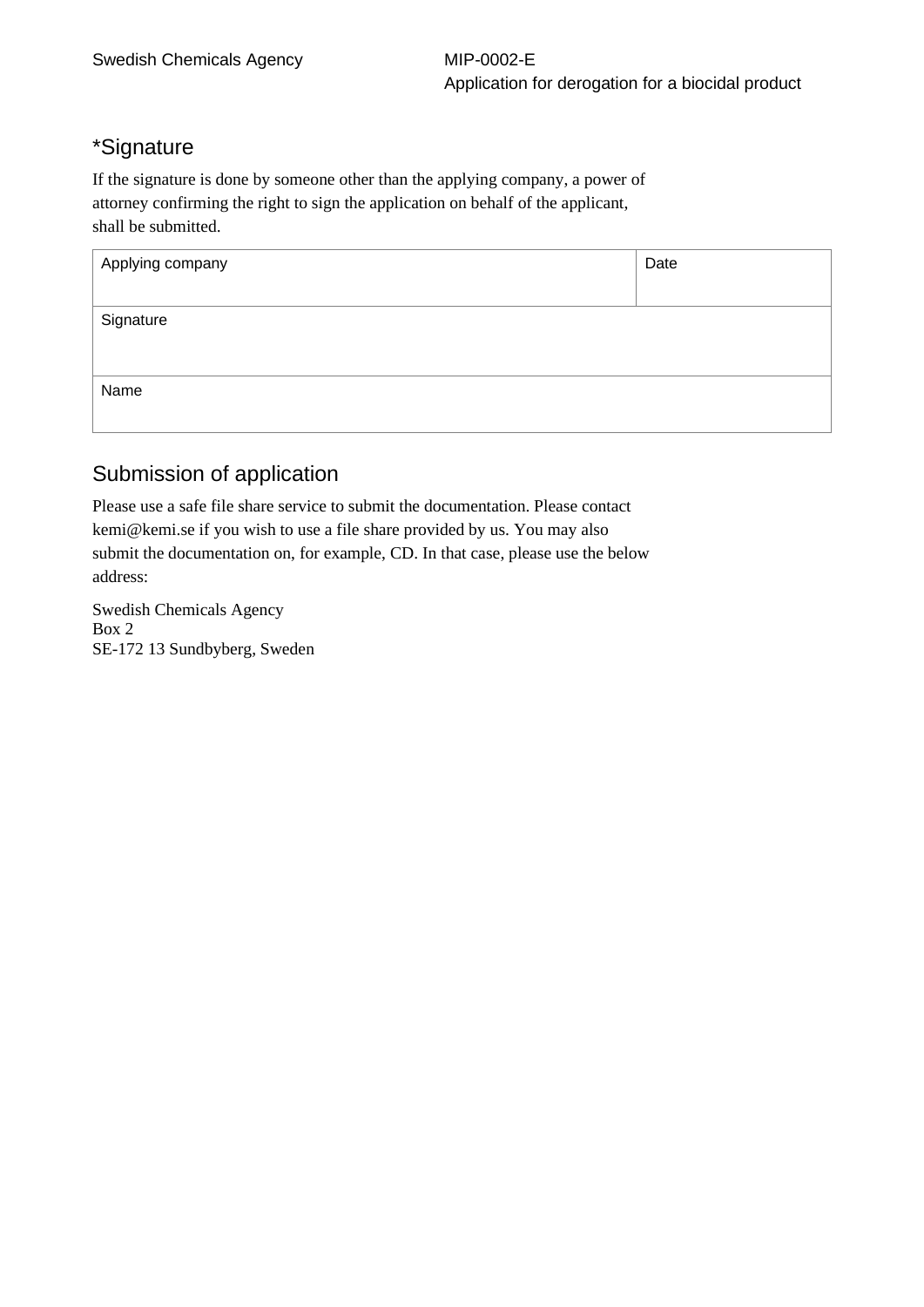## *Signature

If the signature is done by someone other than the applying company, a power of attorney confirming the right to sign the application on behalf of the applicant, shall be submitted.

| | |
|---|---|
| Applying company | Date |
| Signature | |
| Name | |

## Submission of application

Please use a safe file share service to submit the documentation. Please contact kemi@kemi.se if you wish to use a file share provided by us. You may also submit the documentation on, for example, CD. In that case, please use the below address:

Swedish Chemicals Agency
Box 2
SE-172 13 Sundbyberg, Sweden